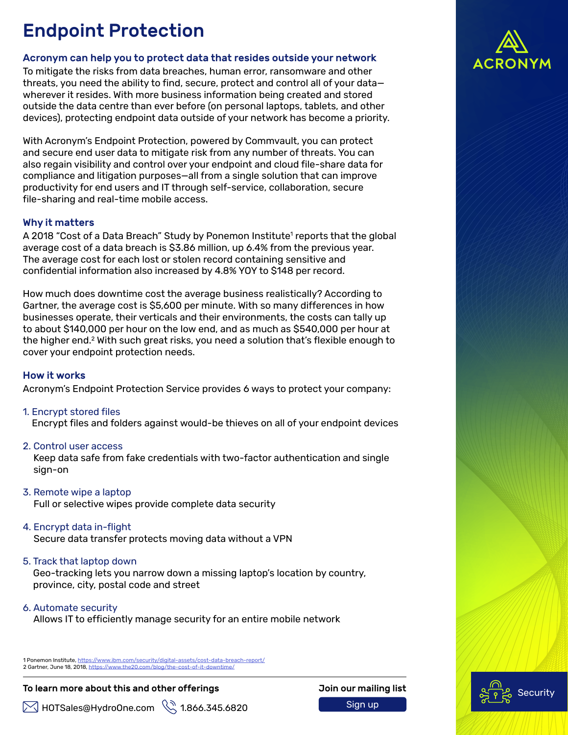# Endpoint Protection

### Acronym can help you to protect data that resides outside your network

To mitigate the risks from data breaches, human error, ransomware and other threats, you need the ability to find, secure, protect and control all of your data—wherever it resides. With more business information being created and stored outside the data centre than ever before (on personal laptops, tablets, and other devices), protecting endpoint data outside of your network has become a priority.

With Acronym's Endpoint Protection, powered by Commvault, you can protect and secure end user data to mitigate risk from any number of threats. You can also regain visibility and control over your endpoint and cloud file-share data for compliance and litigation purposes—all from a single solution that can improve productivity for end users and IT through self-service, collaboration, secure file-sharing and real-time mobile access.

### Why it matters

A 2018 "Cost of a Data Breach" Study by Ponemon Institute[1] reports that the global average cost of a data breach is $3.86 million, up 6.4% from the previous year. The average cost for each lost or stolen record containing sensitive and confidential information also increased by 4.8% YOY to $148 per record.

How much does downtime cost the average business realistically? According to Gartner, the average cost is $5,600 per minute. With so many differences in how businesses operate, their verticals and their environments, the costs can tally up to about $140,000 per hour on the low end, and as much as $540,000 per hour at the higher end.[2] With such great risks, you need a solution that's flexible enough to cover your endpoint protection needs.

### How it works

Acronym's Endpoint Protection Service provides 6 ways to protect your company:

1. Encrypt stored files
   Encrypt files and folders against would-be thieves on all of your endpoint devices

2. Control user access
   Keep data safe from fake credentials with two-factor authentication and single sign-on

3. Remote wipe a laptop
   Full or selective wipes provide complete data security

4. Encrypt data in-flight
   Secure data transfer protects moving data without a VPN

5. Track that laptop down
   Geo-tracking lets you narrow down a missing laptop's location by country, province, city, postal code and street

6. Automate security
   Allows IT to efficiently manage security for an entire mobile network

1 Ponemon Institute, https://www.ibm.com/security/digital-assets/cost-data-breach-report/
2 Gartner, June 18, 2018, https://www.the20.com/blog/the-cost-of-it-downtime/

**To learn more about this and other offerings**

HOTSales@HydroOne.com 1.866.345.6820

**Join our mailing list**

Sign up

ACRONYM

Security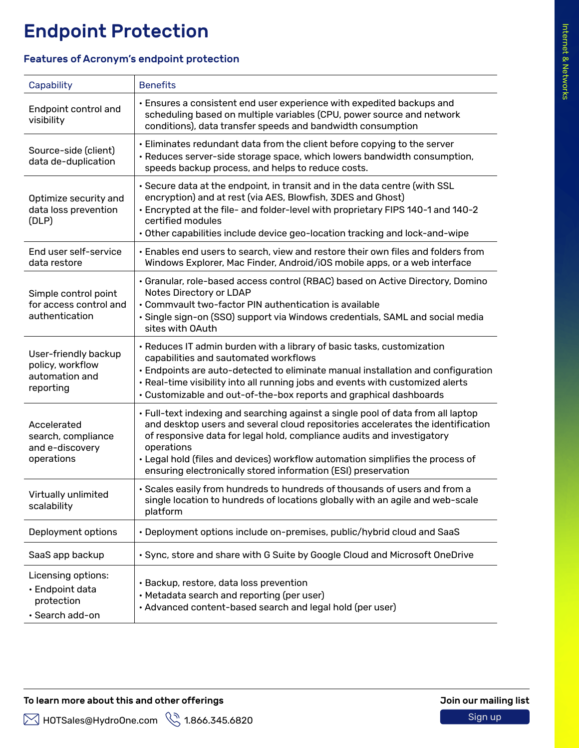# Endpoint Protection

### Features of Acronym's endpoint protection

| Capability | Benefits |
|---|---|
| Endpoint control and visibility | • Ensures a consistent end user experience with expedited backups and scheduling based on multiple variables (CPU, power source and network conditions), data transfer speeds and bandwidth consumption |
| Source-side (client) data de-duplication | • Eliminates redundant data from the client before copying to the server<br>• Reduces server-side storage space, which lowers bandwidth consumption, speeds backup process, and helps to reduce costs. |
| Optimize security and data loss prevention (DLP) | • Secure data at the endpoint, in transit and in the data centre (with SSL encryption) and at rest (via AES, Blowfish, 3DES and Ghost)<br>• Encrypted at the file- and folder-level with proprietary FIPS 140-1 and 140-2 certified modules<br>• Other capabilities include device geo-location tracking and lock-and-wipe |
| End user self-service data restore | • Enables end users to search, view and restore their own files and folders from Windows Explorer, Mac Finder, Android/iOS mobile apps, or a web interface |
| Simple control point for access control and authentication | • Granular, role-based access control (RBAC) based on Active Directory, Domino Notes Directory or LDAP<br>• Commvault two-factor PIN authentication is available<br>• Single sign-on (SSO) support via Windows credentials, SAML and social media sites with OAuth |
| User-friendly backup policy, workflow automation and reporting | • Reduces IT admin burden with a library of basic tasks, customization capabilities and sautomated workflows<br>• Endpoints are auto-detected to eliminate manual installation and configuration<br>• Real-time visibility into all running jobs and events with customized alerts<br>• Customizable and out-of-the-box reports and graphical dashboards |
| Accelerated search, compliance and e-discovery operations | • Full-text indexing and searching against a single pool of data from all laptop and desktop users and several cloud repositories accelerates the identification of responsive data for legal hold, compliance audits and investigatory operations<br>• Legal hold (files and devices) workflow automation simplifies the process of ensuring electronically stored information (ESI) preservation |
| Virtually unlimited scalability | • Scales easily from hundreds to hundreds of thousands of users and from a single location to hundreds of locations globally with an agile and web-scale platform |
| Deployment options | • Deployment options include on-premises, public/hybrid cloud and SaaS |
| SaaS app backup | • Sync, store and share with G Suite by Google Cloud and Microsoft OneDrive |
| Licensing options:<br>• Endpoint data protection<br>• Search add-on | • Backup, restore, data loss prevention<br>• Metadata search and reporting (per user)<br>• Advanced content-based search and legal hold (per user) |

**To learn more about this and other offerings**

HOTSales@HydroOne.com 1.866.345.6820

**Join our mailing list**

Sign up